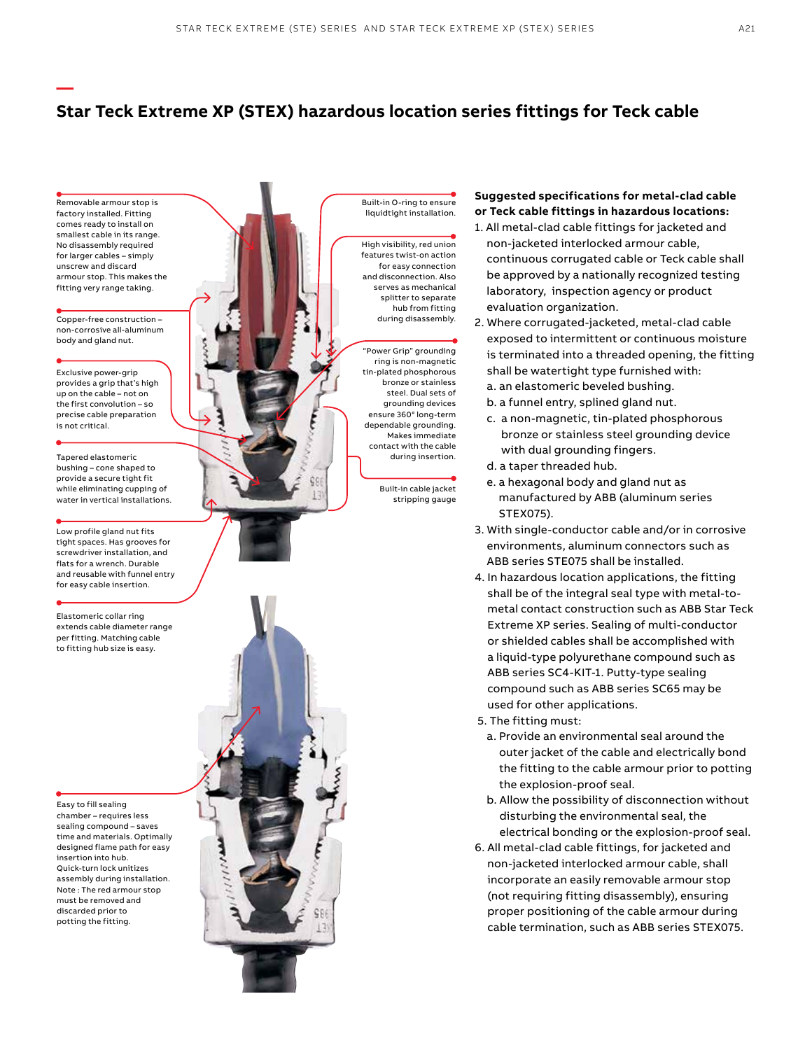## Star Teck Extreme XP (STEX) hazardous location series fittings for Teck cable

Removable armour stop is factory installed. Fitting comes ready to install on smallest cable in its range. No disassembly required for larger cables – simply unscrew and discard armour stop. This makes the fitting very range taking.

Copper-free construction – non-corrosive all-aluminum body and gland nut.

Exclusive power-grip provides a grip that's high up on the cable – not on the first convolution – so precise cable preparation is not critical.

Tapered elastomeric bushing – cone shaped to provide a secure tight fit while eliminating cupping of water in vertical installations.

Low profile gland nut fits tight spaces. Has grooves for screwdriver installation, and flats for a wrench. Durable and reusable with funnel entry for easy cable insertion.

Elastomeric collar ring extends cable diameter range per fitting. Matching cable to fitting hub size is easy.

Built-in O-ring to ensure liquidtight installation.

High visibility, red union features twist-on action for easy connection and disconnection. Also serves as mechanical splitter to separate hub from fitting during disassembly.

"Power Grip" grounding ring is non-magnetic tin-plated phosphorous bronze or stainless steel. Dual sets of grounding devices ensure 360° long-term dependable grounding. Makes immediate contact with the cable during insertion.

Built-in cable jacket stripping gauge

Easy to fill sealing chamber – requires less sealing compound – saves time and materials. Optimally designed flame path for easy insertion into hub. Quick-turn lock unitizes assembly during installation. Note : The red armour stop must be removed and discarded prior to potting the fitting.

**Suggested specifications for metal-clad cable or Teck cable fittings in hazardous locations:**

1. All metal-clad cable fittings for jacketed and non-jacketed interlocked armour cable, continuous corrugated cable or Teck cable shall be approved by a nationally recognized testing laboratory, inspection agency or product evaluation organization.
2. Where corrugated-jacketed, metal-clad cable exposed to intermittent or continuous moisture is terminated into a threaded opening, the fitting shall be watertight type furnished with:
   a. an elastomeric beveled bushing.
   b. a funnel entry, splined gland nut.
   c. a non-magnetic, tin-plated phosphorous bronze or stainless steel grounding device with dual grounding fingers.
   d. a taper threaded hub.
   e. a hexagonal body and gland nut as manufactured by ABB (aluminum series STEX075).
3. With single-conductor cable and/or in corrosive environments, aluminum connectors such as ABB series STE075 shall be installed.
4. In hazardous location applications, the fitting shall be of the integral seal type with metal-to-metal contact construction such as ABB Star Teck Extreme XP series. Sealing of multi-conductor or shielded cables shall be accomplished with a liquid-type polyurethane compound such as ABB series SC4-KIT-1. Putty-type sealing compound such as ABB series SC65 may be used for other applications.
5. The fitting must:
   a. Provide an environmental seal around the outer jacket of the cable and electrically bond the fitting to the cable armour prior to potting the explosion-proof seal.
   b. Allow the possibility of disconnection without disturbing the environmental seal, the electrical bonding or the explosion-proof seal.
6. All metal-clad cable fittings, for jacketed and non-jacketed interlocked armour cable, shall incorporate an easily removable armour stop (not requiring fitting disassembly), ensuring proper positioning of the cable armour during cable termination, such as ABB series STEX075.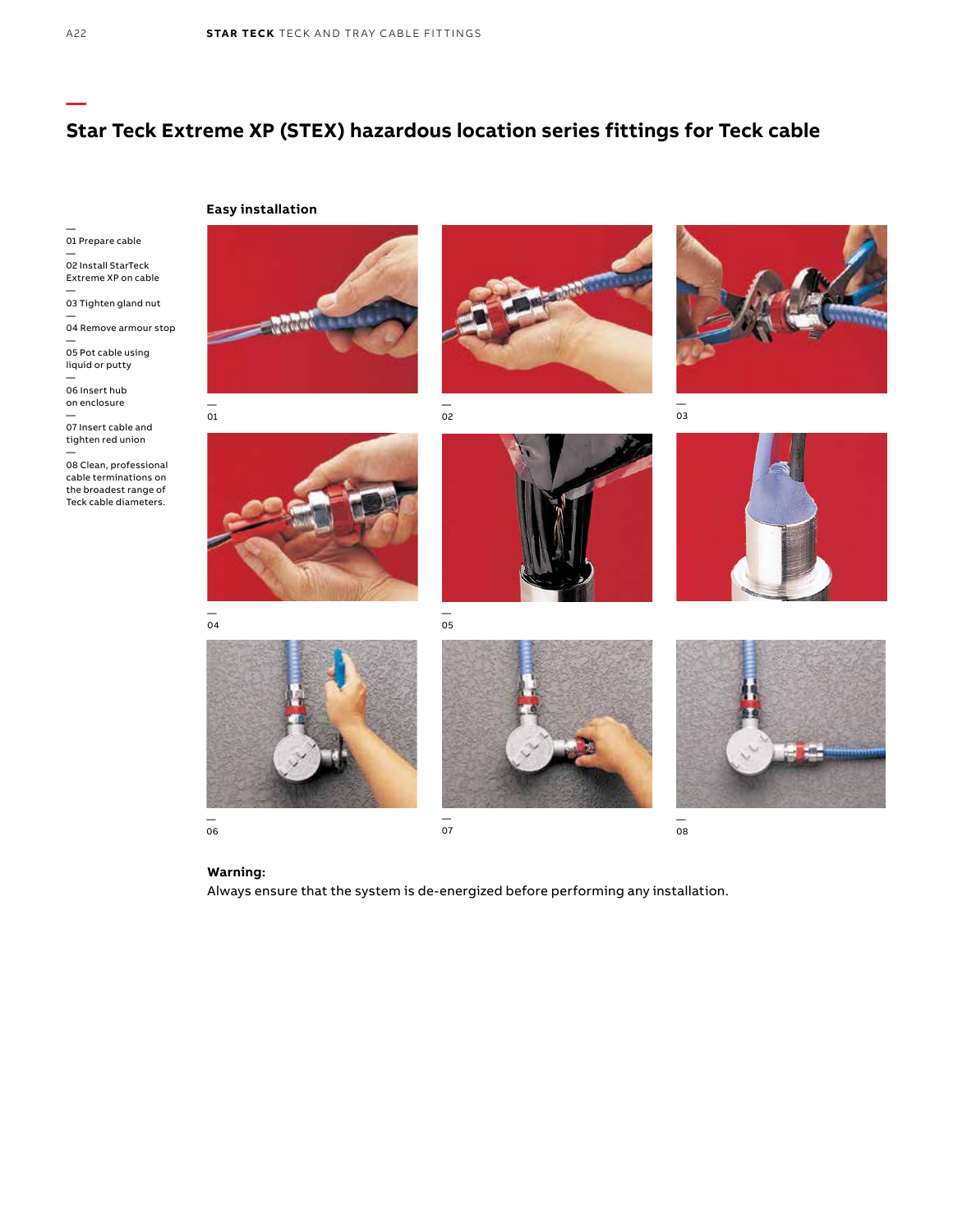# Star Teck Extreme XP (STEX) hazardous location series fittings for Teck cable

01 Prepare cable

02 Install StarTeck Extreme XP on cable

03 Tighten gland nut

04 Remove armour stop

05 Pot cable using liquid or putty

06 Insert hub on enclosure

07 Insert cable and tighten red union

08 Clean, professional cable terminations on the broadest range of Teck cable diameters.

## Easy installation

01

02

03

04

05

06

07

08

**Warning:**
Always ensure that the system is de-energized before performing any installation.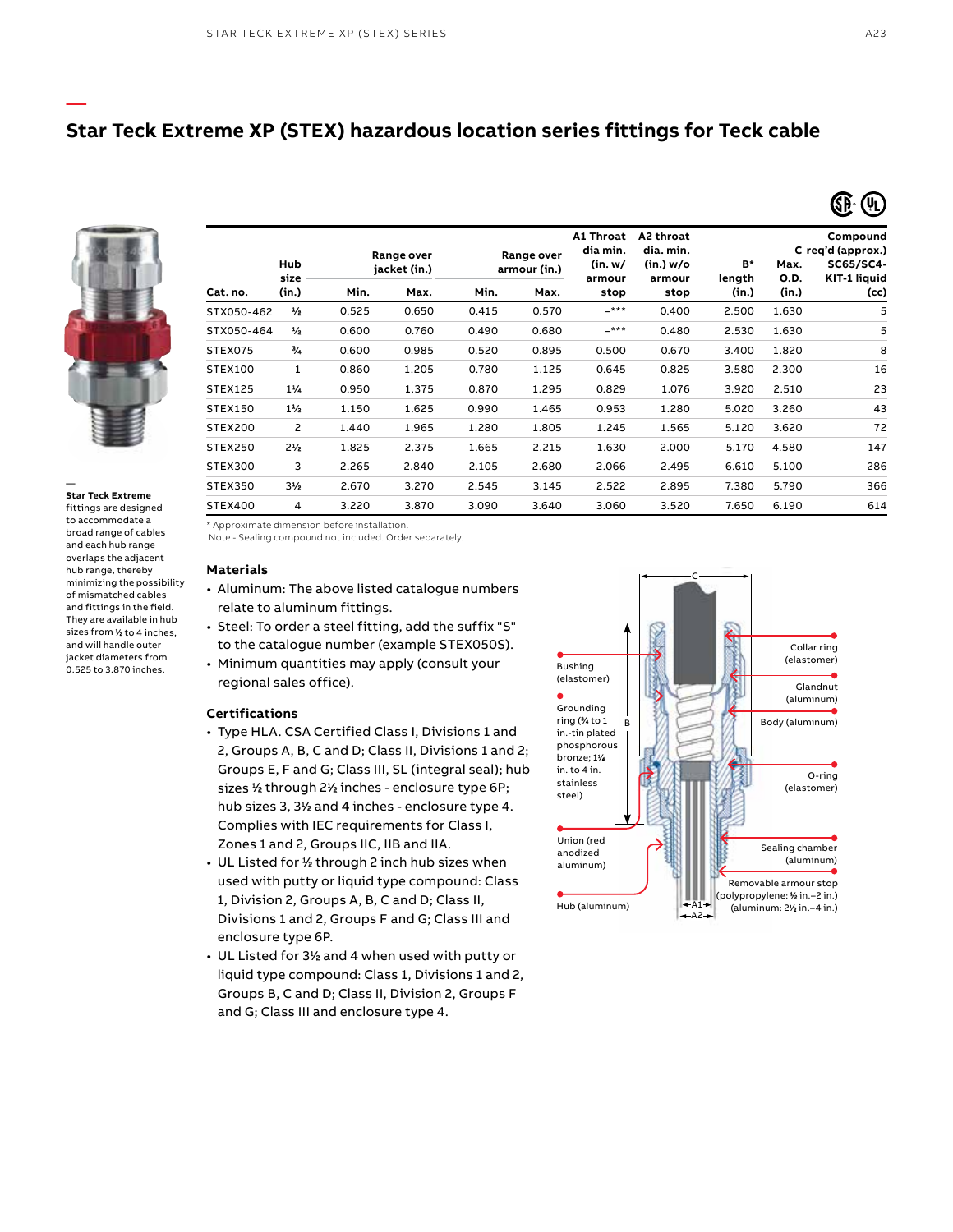# Star Teck Extreme XP (STEX) hazardous location series fittings for Teck cable

**Star Teck Extreme** fittings are designed to accommodate a broad range of cables and each hub range overlaps the adjacent hub range, thereby minimizing the possibility of mismatched cables and fittings in the field. They are available in hub sizes from ½ to 4 inches, and will handle outer jacket diameters from 0.525 to 3.870 inches.

| Cat. no. | Hub size (in.) | Range over jacket (in.) Min. | Range over jacket (in.) Max. | Range over armour (in.) Min. | Range over armour (in.) Max. | A1 Throat dia min. (in. w/ armour stop | A2 throat dia. min. (in.) w/o armour stop | B* length (in.) | Max. O.D. (in.) | Compound C req'd (approx.) SC65/SC4-KIT-1 liquid (cc) |
|---|---|---|---|---|---|---|---|---|---|---|
| STX050-462 | ½ | 0.525 | 0.650 | 0.415 | 0.570 | –*** | 0.400 | 2.500 | 1.630 | 5 |
| STX050-464 | ½ | 0.600 | 0.760 | 0.490 | 0.680 | –*** | 0.480 | 2.530 | 1.630 | 5 |
| STEX075 | ¾ | 0.600 | 0.985 | 0.520 | 0.895 | 0.500 | 0.670 | 3.400 | 1.820 | 8 |
| STEX100 | 1 | 0.860 | 1.205 | 0.780 | 1.125 | 0.645 | 0.825 | 3.580 | 2.300 | 16 |
| STEX125 | 1¼ | 0.950 | 1.375 | 0.870 | 1.295 | 0.829 | 1.076 | 3.920 | 2.510 | 23 |
| STEX150 | 1½ | 1.150 | 1.625 | 0.990 | 1.465 | 0.953 | 1.280 | 5.020 | 3.260 | 43 |
| STEX200 | 2 | 1.440 | 1.965 | 1.280 | 1.805 | 1.245 | 1.565 | 5.120 | 3.620 | 72 |
| STEX250 | 2½ | 1.825 | 2.375 | 1.665 | 2.215 | 1.630 | 2.000 | 5.170 | 4.580 | 147 |
| STEX300 | 3 | 2.265 | 2.840 | 2.105 | 2.680 | 2.066 | 2.495 | 6.610 | 5.100 | 286 |
| STEX350 | 3½ | 2.670 | 3.270 | 2.545 | 3.145 | 2.522 | 2.895 | 7.380 | 5.790 | 366 |
| STEX400 | 4 | 3.220 | 3.870 | 3.090 | 3.640 | 3.060 | 3.520 | 7.650 | 6.190 | 614 |

\* Approximate dimension before installation.
Note - Sealing compound not included. Order separately.

## Materials

- Aluminum: The above listed catalogue numbers relate to aluminum fittings.
- Steel: To order a steel fitting, add the suffix "S" to the catalogue number (example STEX050S).
- Minimum quantities may apply (consult your regional sales office).

## Certifications

- Type HLA. CSA Certified Class I, Divisions 1 and 2, Groups A, B, C and D; Class II, Divisions 1 and 2; Groups E, F and G; Class III, SL (integral seal); hub sizes ½ through 2½ inches - enclosure type 6P; hub sizes 3, 3½ and 4 inches - enclosure type 4. Complies with IEC requirements for Class I, Zones 1 and 2, Groups IIC, IIB and IIA.
- UL Listed for ½ through 2 inch hub sizes when used with putty or liquid type compound: Class 1, Division 2, Groups A, B, C and D; Class II, Divisions 1 and 2, Groups F and G; Class III and enclosure type 6P.
- UL Listed for 3½ and 4 when used with putty or liquid type compound: Class 1, Divisions 1 and 2, Groups B, C and D; Class II, Division 2, Groups F and G; Class III and enclosure type 4.

Bushing (elastomer)
Grounding ring (¾ to 1 in.-tin plated phosphorous bronze; 1¼ in. to 4 in. stainless steel)
Union (red anodized aluminum)
Hub (aluminum)
Collar ring (elastomer)
Glandnut (aluminum)
Body (aluminum)
O-ring (elastomer)
Sealing chamber (aluminum)
Removable armour stop (polypropylene: ½ in.–2 in.) (aluminum: 2½ in.–4 in.)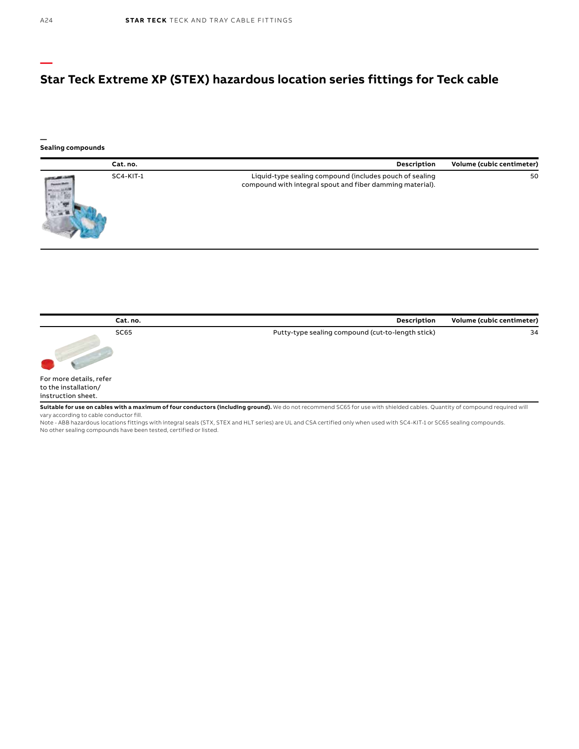# Star Teck Extreme XP (STEX) hazardous location series fittings for Teck cable

## Sealing compounds

| | Cat. no. | Description | Volume (cubic centimeter) |
|---|---|---|---|
| | SC4-KIT-1 | Liquid-type sealing compound (includes pouch of sealing compound with integral spout and fiber damming material). | 50 |

| | Cat. no. | Description | Volume (cubic centimeter) |
|---|---|---|---|
| For more details, refer to the installation/ instruction sheet. | SC65 | Putty-type sealing compound (cut-to-length stick) | 34 |

**Suitable for use on cables with a maximum of four conductors (including ground).** We do not recommend SC65 for use with shielded cables. Quantity of compound required will vary according to cable conductor fill.

Note - ABB hazardous locations fittings with integral seals (STX, STEX and HLT series) are UL and CSA certified only when used with SC4-KIT-1 or SC65 sealing compounds. No other sealing compounds have been tested, certified or listed.